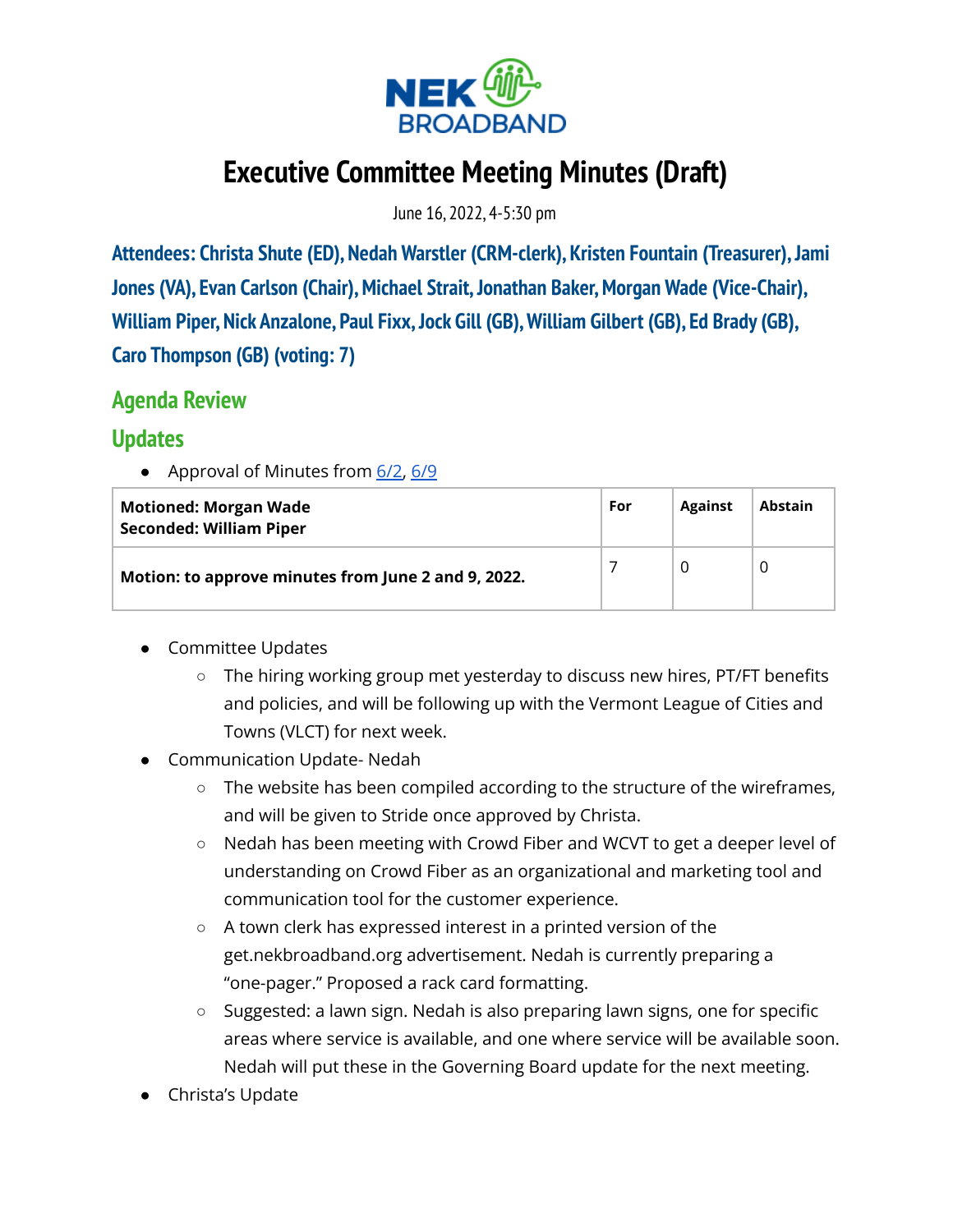# Executive Committee Meeting Minutes (Draft)

June 16, 2022, 4-5:30 pm

**Attendees: Christa Shute (ED), Nedah Warstler (CRM-clerk), Kristen Fountain (Treasurer), Jami Jones (VA), Evan Carlson (Chair), Michael Strait, Jonathan Baker, Morgan Wade (Vice-Chair), William Piper, Nick Anzalone, Paul Fixx, Jock Gill (GB), William Gilbert (GB), Ed Brady (GB), Caro Thompson (GB) (voting: 7)**

## Agenda Review

## Updates

- Approval of Minutes from 6/2, 6/9

| **Motioned: Morgan Wade**<br>**Seconded: William Piper** | **For** | **Against** | **Abstain** |
|---|---|---|---|
| **Motion: to approve minutes from June 2 and 9, 2022.** | 7 | 0 | 0 |

- Committee Updates
  - The hiring working group met yesterday to discuss new hires, PT/FT benefits and policies, and will be following up with the Vermont League of Cities and Towns (VLCT) for next week.
- Communication Update- Nedah
  - The website has been compiled according to the structure of the wireframes, and will be given to Stride once approved by Christa.
  - Nedah has been meeting with Crowd Fiber and WCVT to get a deeper level of understanding on Crowd Fiber as an organizational and marketing tool and communication tool for the customer experience.
  - A town clerk has expressed interest in a printed version of the get.nekbroadband.org advertisement. Nedah is currently preparing a "one-pager." Proposed a rack card formatting.
  - Suggested: a lawn sign. Nedah is also preparing lawn signs, one for specific areas where service is available, and one where service will be available soon. Nedah will put these in the Governing Board update for the next meeting.
- Christa's Update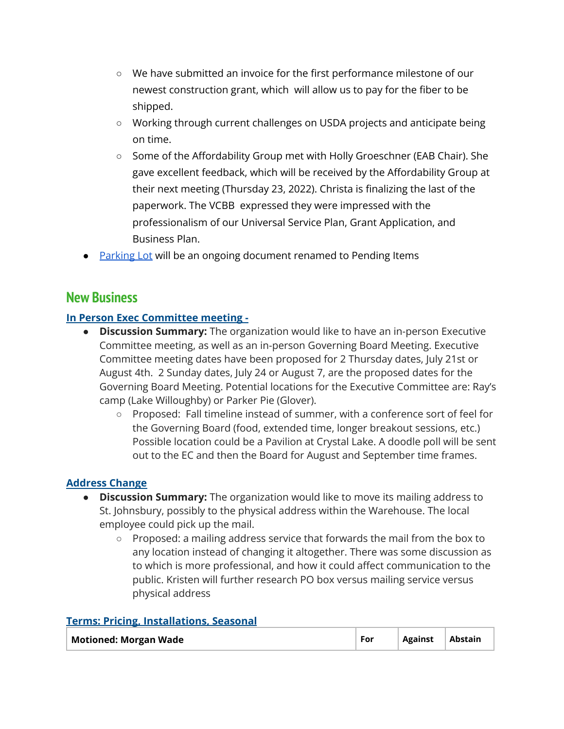- We have submitted an invoice for the first performance milestone of our newest construction grant, which  will allow us to pay for the fiber to be shipped.
  - Working through current challenges on USDA projects and anticipate being on time.
  - Some of the Affordability Group met with Holly Groeschner (EAB Chair). She gave excellent feedback, which will be received by the Affordability Group at their next meeting (Thursday 23, 2022). Christa is finalizing the last of the paperwork. The VCBB  expressed they were impressed with the professionalism of our Universal Service Plan, Grant Application, and Business Plan.
- Parking Lot will be an ongoing document renamed to Pending Items

## New Business

### In Person Exec Committee meeting -

- **Discussion Summary:** The organization would like to have an in-person Executive Committee meeting, as well as an in-person Governing Board Meeting. Executive Committee meeting dates have been proposed for 2 Thursday dates, July 21st or August 4th.  2 Sunday dates, July 24 or August 7, are the proposed dates for the Governing Board Meeting. Potential locations for the Executive Committee are: Ray's camp (Lake Willoughby) or Parker Pie (Glover).
  - Proposed:  Fall timeline instead of summer, with a conference sort of feel for the Governing Board (food, extended time, longer breakout sessions, etc.) Possible location could be a Pavilion at Crystal Lake. A doodle poll will be sent out to the EC and then the Board for August and September time frames.

### Address Change

- **Discussion Summary:** The organization would like to move its mailing address to St. Johnsbury, possibly to the physical address within the Warehouse. The local employee could pick up the mail.
  - Proposed: a mailing address service that forwards the mail from the box to any location instead of changing it altogether. There was some discussion as to which is more professional, and how it could affect communication to the public. Kristen will further research PO box versus mailing service versus physical address

### Terms: Pricing, Installations, Seasonal

| Motioned: Morgan Wade | For | Against | Abstain |
|---|---|---|---|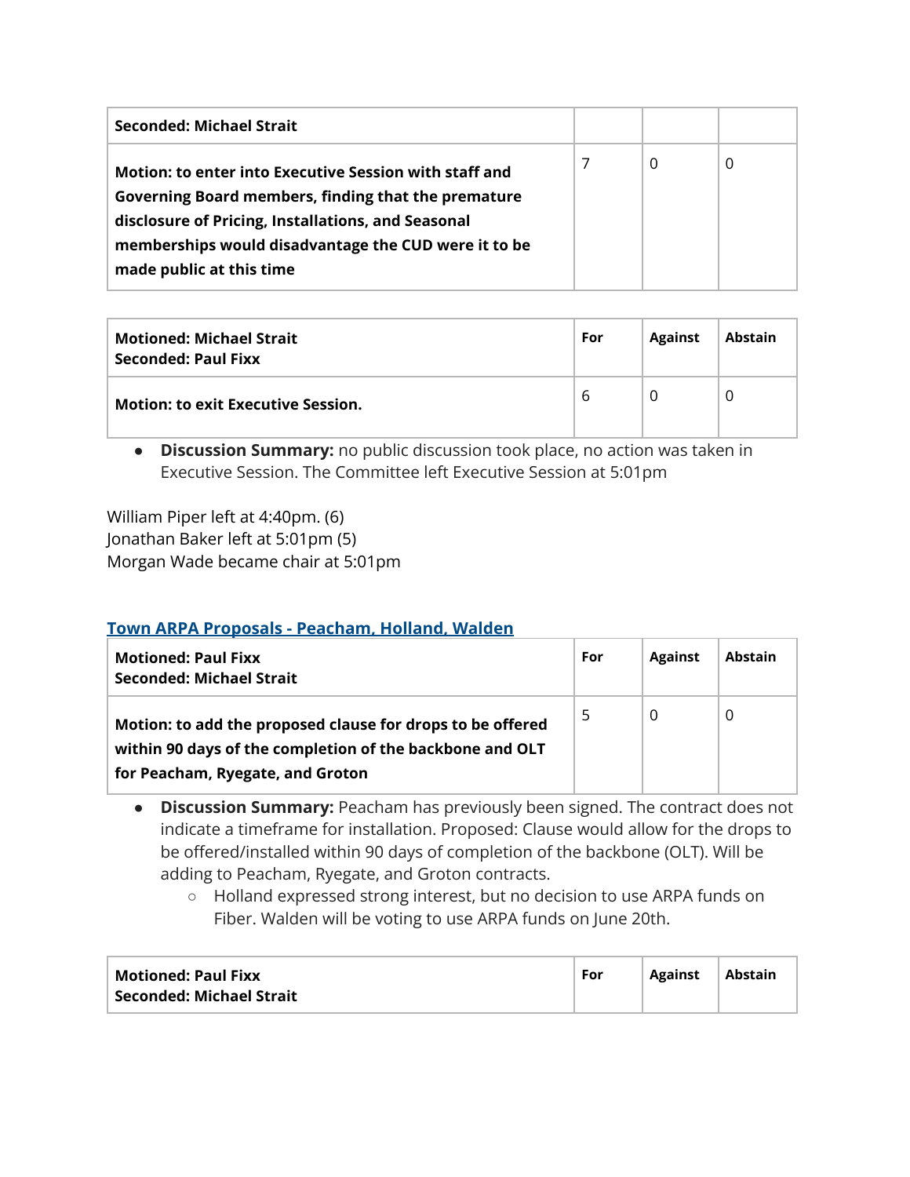| Seconded: Michael Strait | | | |
|---|---|---|---|
| **Motion: to enter into Executive Session with staff and Governing Board members, finding that the premature disclosure of Pricing, Installations, and Seasonal memberships would disadvantage the CUD were it to be made public at this time** | 7 | 0 | 0 |

| **Motioned: Michael Strait**<br>**Seconded: Paul Fixx** | **For** | **Against** | **Abstain** |
|---|---|---|---|
| **Motion: to exit Executive Session.** | 6 | 0 | 0 |

- **Discussion Summary:** no public discussion took place, no action was taken in Executive Session. The Committee left Executive Session at 5:01pm

William Piper left at 4:40pm. (6)
Jonathan Baker left at 5:01pm (5)
Morgan Wade became chair at 5:01pm

## Town ARPA Proposals - Peacham, Holland, Walden

| **Motioned: Paul Fixx**<br>**Seconded: Michael Strait** | **For** | **Against** | **Abstain** |
|---|---|---|---|
| **Motion: to add the proposed clause for drops to be offered within 90 days of the completion of the backbone and OLT for Peacham, Ryegate, and Groton** | 5 | 0 | 0 |

- **Discussion Summary:** Peacham has previously been signed. The contract does not indicate a timeframe for installation. Proposed: Clause would allow for the drops to be offered/installed within 90 days of completion of the backbone (OLT). Will be adding to Peacham, Ryegate, and Groton contracts.
  - Holland expressed strong interest, but no decision to use ARPA funds on Fiber. Walden will be voting to use ARPA funds on June 20th.

| **Motioned: Paul Fixx**<br>**Seconded: Michael Strait** | **For** | **Against** | **Abstain** |
|---|---|---|---|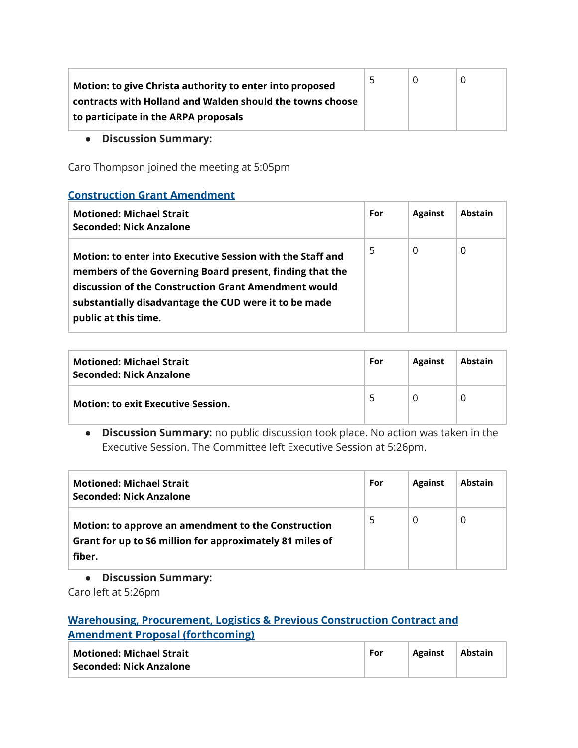| Motion: to give Christa authority to enter into proposed contracts with Holland and Walden should the towns choose to participate in the ARPA proposals | 5 | 0 | 0 |
|---|---|---|---|

- **Discussion Summary:**

Caro Thompson joined the meeting at 5:05pm

### Construction Grant Amendment

| Motioned: Michael Strait<br>Seconded: Nick Anzalone | For | Against | Abstain |
|---|---|---|---|
| **Motion: to enter into Executive Session with the Staff and members of the Governing Board present, finding that the discussion of the Construction Grant Amendment would substantially disadvantage the CUD were it to be made public at this time.** | 5 | 0 | 0 |

| Motioned: Michael Strait<br>Seconded: Nick Anzalone | For | Against | Abstain |
|---|---|---|---|
| **Motion: to exit Executive Session.** | 5 | 0 | 0 |

- **Discussion Summary:** no public discussion took place. No action was taken in the Executive Session. The Committee left Executive Session at 5:26pm.

| Motioned: Michael Strait<br>Seconded: Nick Anzalone | For | Against | Abstain |
|---|---|---|---|
| **Motion: to approve an amendment to the Construction Grant for up to $6 million for approximately 81 miles of fiber.** | 5 | 0 | 0 |

- **Discussion Summary:**

Caro left at 5:26pm

### Warehousing, Procurement, Logistics & Previous Construction Contract and Amendment Proposal (forthcoming)

| Motioned: Michael Strait<br>Seconded: Nick Anzalone | For | Against | Abstain |
|---|---|---|---|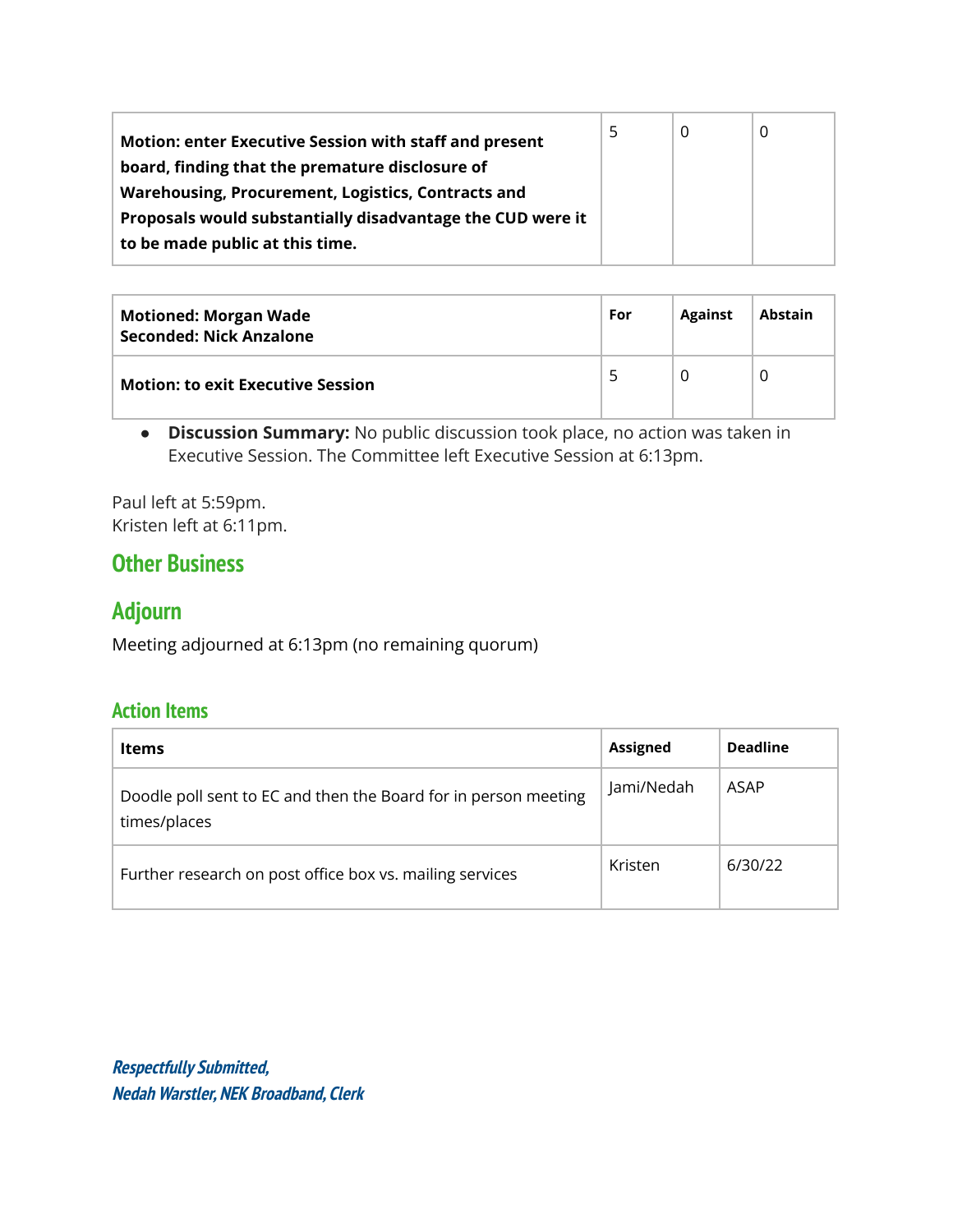| | | | |
|---|---|---|---|
| **Motion: enter Executive Session with staff and present board, finding that the premature disclosure of Warehousing, Procurement, Logistics, Contracts and Proposals would substantially disadvantage the CUD were it to be made public at this time.** | 5 | 0 | 0 |

| **Motioned: Morgan Wade**<br>**Seconded: Nick Anzalone** | **For** | **Against** | **Abstain** |
|---|---|---|---|
| **Motion: to exit Executive Session** | 5 | 0 | 0 |

- **Discussion Summary:** No public discussion took place, no action was taken in Executive Session. The Committee left Executive Session at 6:13pm.

Paul left at 5:59pm.
Kristen left at 6:11pm.

## Other Business

## Adjourn

Meeting adjourned at 6:13pm (no remaining quorum)

### Action Items

| Items | Assigned | Deadline |
|---|---|---|
| Doodle poll sent to EC and then the Board for in person meeting times/places | Jami/Nedah | ASAP |
| Further research on post office box vs. mailing services | Kristen | 6/30/22 |

***Respectfully Submitted,***
***Nedah Warstler, NEK Broadband, Clerk***